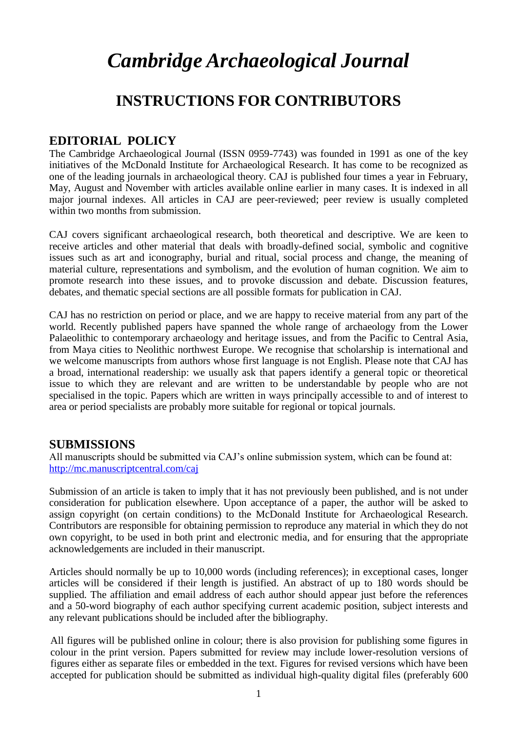# *Cambridge Archaeological Journal*

## INSTRUCTIONS FOR CONTRIBUTORS

### EDITORIAL POLICY

The Cambridge Archaeological Journal (ISSN 0959-7743) was founded in 1991 as one of the key initiatives of the McDonald Institute for Archaeological Research. It has come to be recognized as one of the leading journals in archaeological theory. CAJ is published four times a year in February, May, August and November with articles available online earlier in many cases. It is indexed in all major journal indexes. All articles in CAJ are peer-reviewed; peer review is usually completed within two months from submission.

CAJ covers significant archaeological research, both theoretical and descriptive. We are keen to receive articles and other material that deals with broadly-defined social, symbolic and cognitive issues such as art and iconography, burial and ritual, social process and change, the meaning of material culture, representations and symbolism, and the evolution of human cognition. We aim to promote research into these issues, and to provoke discussion and debate. Discussion features, debates, and thematic special sections are all possible formats for publication in CAJ.

CAJ has no restriction on period or place, and we are happy to receive material from any part of the world. Recently published papers have spanned the whole range of archaeology from the Lower Palaeolithic to contemporary archaeology and heritage issues, and from the Pacific to Central Asia, from Maya cities to Neolithic northwest Europe. We recognise that scholarship is international and we welcome manuscripts from authors whose first language is not English. Please note that CAJ has a broad, international readership: we usually ask that papers identify a general topic or theoretical issue to which they are relevant and are written to be understandable by people who are not specialised in the topic. Papers which are written in ways principally accessible to and of interest to area or period specialists are probably more suitable for regional or topical journals.

### SUBMISSIONS

All manuscripts should be submitted via CAJ's online submission system, which can be found at: http://mc.manuscriptcentral.com/caj

Submission of an article is taken to imply that it has not previously been published, and is not under consideration for publication elsewhere. Upon acceptance of a paper, the author will be asked to assign copyright (on certain conditions) to the McDonald Institute for Archaeological Research. Contributors are responsible for obtaining permission to reproduce any material in which they do not own copyright, to be used in both print and electronic media, and for ensuring that the appropriate acknowledgements are included in their manuscript.

Articles should normally be up to 10,000 words (including references); in exceptional cases, longer articles will be considered if their length is justified. An abstract of up to 180 words should be supplied. The affiliation and email address of each author should appear just before the references and a 50-word biography of each author specifying current academic position, subject interests and any relevant publications should be included after the bibliography.

All figures will be published online in colour; there is also provision for publishing some figures in colour in the print version. Papers submitted for review may include lower-resolution versions of figures either as separate files or embedded in the text. Figures for revised versions which have been accepted for publication should be submitted as individual high-quality digital files (preferably 600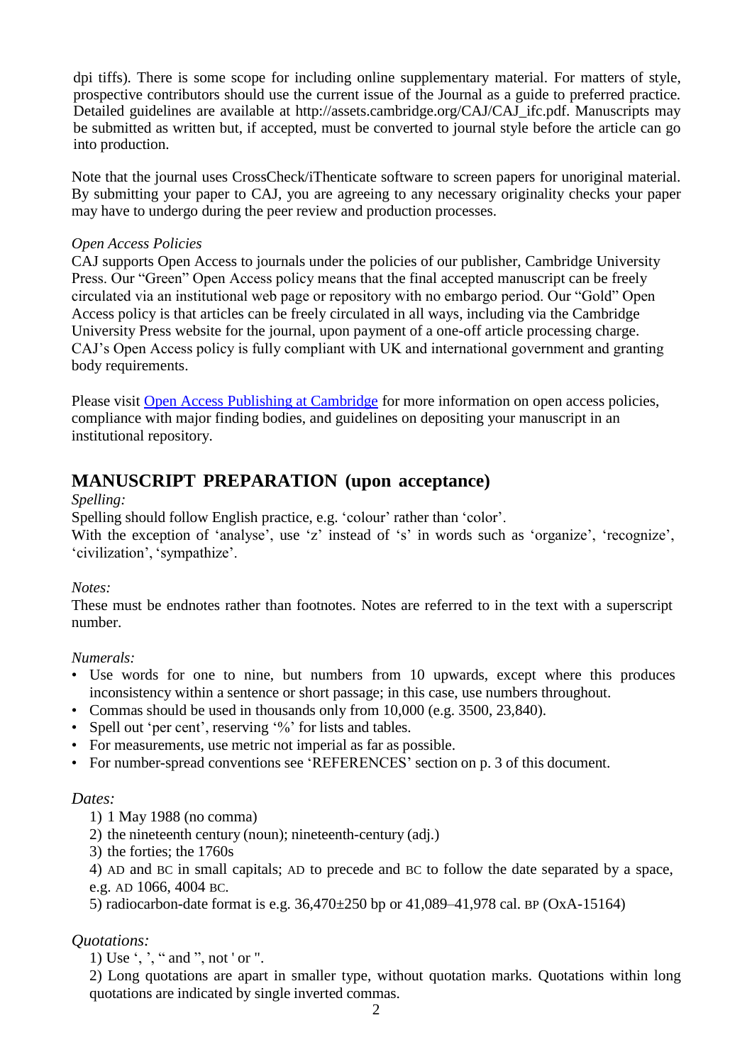dpi tiffs). There is some scope for including online supplementary material. For matters of style, prospective contributors should use the current issue of the Journal as a guide to preferred practice. Detailed guidelines are available at http://assets.cambridge.org/CAJ/CAJ_ifc.pdf. Manuscripts may be submitted as written but, if accepted, must be converted to journal style before the article can go into production.

Note that the journal uses CrossCheck/iThenticate software to screen papers for unoriginal material. By submitting your paper to CAJ, you are agreeing to any necessary originality checks your paper may have to undergo during the peer review and production processes.

*Open Access Policies*
CAJ supports Open Access to journals under the policies of our publisher, Cambridge University Press. Our "Green" Open Access policy means that the final accepted manuscript can be freely circulated via an institutional web page or repository with no embargo period. Our "Gold" Open Access policy is that articles can be freely circulated in all ways, including via the Cambridge University Press website for the journal, upon payment of a one-off article processing charge. CAJ's Open Access policy is fully compliant with UK and international government and granting body requirements.

Please visit Open Access Publishing at Cambridge for more information on open access policies, compliance with major finding bodies, and guidelines on depositing your manuscript in an institutional repository.

## MANUSCRIPT PREPARATION (upon acceptance)

*Spelling:*
Spelling should follow English practice, e.g. 'colour' rather than 'color'.
With the exception of 'analyse', use 'z' instead of 's' in words such as 'organize', 'recognize', 'civilization', 'sympathize'.

*Notes:*
These must be endnotes rather than footnotes. Notes are referred to in the text with a superscript number.

*Numerals:*

- Use words for one to nine, but numbers from 10 upwards, except where this produces inconsistency within a sentence or short passage; in this case, use numbers throughout.
- Commas should be used in thousands only from 10,000 (e.g. 3500, 23,840).
- Spell out 'per cent', reserving '%' for lists and tables.
- For measurements, use metric not imperial as far as possible.
- For number-spread conventions see 'REFERENCES' section on p. 3 of this document.

*Dates:*

1) 1 May 1988 (no comma)
2) the nineteenth century (noun); nineteenth-century (adj.)
3) the forties; the 1760s
4) AD and BC in small capitals; AD to precede and BC to follow the date separated by a space, e.g. AD 1066, 4004 BC.
5) radiocarbon-date format is e.g. 36,470±250 bp or 41,089–41,978 cal. BP (OxA-15164)

*Quotations:*

1) Use ', ', " and ", not ' or ".
2) Long quotations are apart in smaller type, without quotation marks. Quotations within long quotations are indicated by single inverted commas.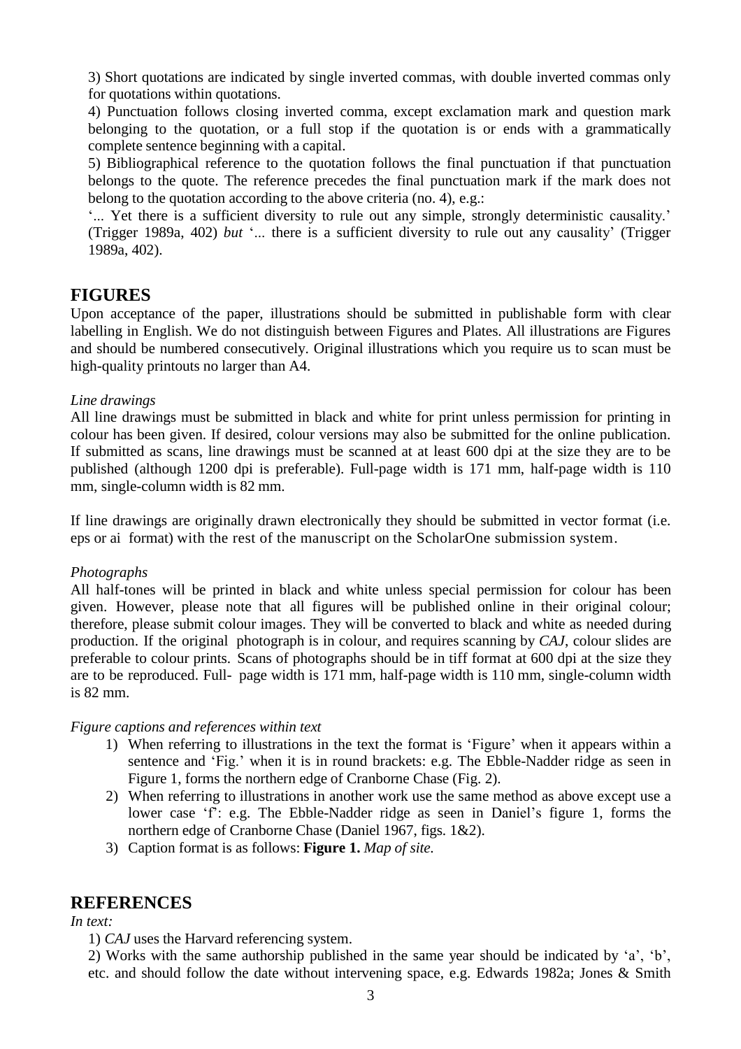3) Short quotations are indicated by single inverted commas, with double inverted commas only for quotations within quotations.

4) Punctuation follows closing inverted comma, except exclamation mark and question mark belonging to the quotation, or a full stop if the quotation is or ends with a grammatically complete sentence beginning with a capital.

5) Bibliographical reference to the quotation follows the final punctuation if that punctuation belongs to the quote. The reference precedes the final punctuation mark if the mark does not belong to the quotation according to the above criteria (no. 4), e.g.:

'... Yet there is a sufficient diversity to rule out any simple, strongly deterministic causality.' (Trigger 1989a, 402) *but* '... there is a sufficient diversity to rule out any causality' (Trigger 1989a, 402).

## FIGURES

Upon acceptance of the paper, illustrations should be submitted in publishable form with clear labelling in English. We do not distinguish between Figures and Plates. All illustrations are Figures and should be numbered consecutively. Original illustrations which you require us to scan must be high-quality printouts no larger than A4.

*Line drawings*

All line drawings must be submitted in black and white for print unless permission for printing in colour has been given. If desired, colour versions may also be submitted for the online publication. If submitted as scans, line drawings must be scanned at at least 600 dpi at the size they are to be published (although 1200 dpi is preferable). Full-page width is 171 mm, half-page width is 110 mm, single-column width is 82 mm.

If line drawings are originally drawn electronically they should be submitted in vector format (i.e. eps or ai format) with the rest of the manuscript on the ScholarOne submission system.

*Photographs*

All half-tones will be printed in black and white unless special permission for colour has been given. However, please note that all figures will be published online in their original colour; therefore, please submit colour images. They will be converted to black and white as needed during production. If the original photograph is in colour, and requires scanning by *CAJ*, colour slides are preferable to colour prints. Scans of photographs should be in tiff format at 600 dpi at the size they are to be reproduced. Full- page width is 171 mm, half-page width is 110 mm, single-column width is 82 mm.

*Figure captions and references within text*

1) When referring to illustrations in the text the format is 'Figure' when it appears within a sentence and 'Fig.' when it is in round brackets: e.g. The Ebble-Nadder ridge as seen in Figure 1, forms the northern edge of Cranborne Chase (Fig. 2).
2) When referring to illustrations in another work use the same method as above except use a lower case 'f': e.g. The Ebble-Nadder ridge as seen in Daniel's figure 1, forms the northern edge of Cranborne Chase (Daniel 1967, figs. 1&2).
3) Caption format is as follows: **Figure 1.** *Map of site.*

## REFERENCES

*In text:*

1) *CAJ* uses the Harvard referencing system.

2) Works with the same authorship published in the same year should be indicated by 'a', 'b', etc. and should follow the date without intervening space, e.g. Edwards 1982a; Jones & Smith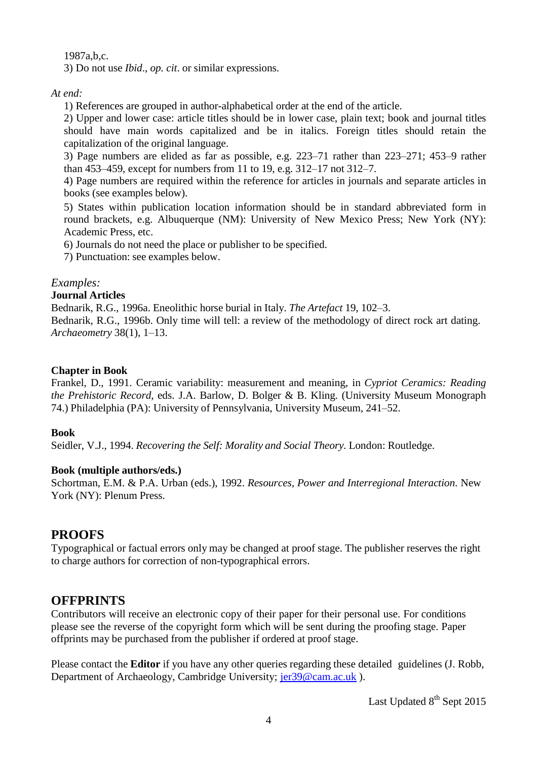1987a,b,c.

3) Do not use *Ibid*., *op. cit*. or similar expressions.

*At end:*

1) References are grouped in author-alphabetical order at the end of the article.

2) Upper and lower case: article titles should be in lower case, plain text; book and journal titles should have main words capitalized and be in italics. Foreign titles should retain the capitalization of the original language.

3) Page numbers are elided as far as possible, e.g. 223–71 rather than 223–271; 453–9 rather than 453–459, except for numbers from 11 to 19, e.g. 312–17 not 312–7.

4) Page numbers are required within the reference for articles in journals and separate articles in books (see examples below).

5) States within publication location information should be in standard abbreviated form in round brackets, e.g. Albuquerque (NM): University of New Mexico Press; New York (NY): Academic Press, etc.

6) Journals do not need the place or publisher to be specified.

7) Punctuation: see examples below.

*Examples:*

**Journal Articles**

Bednarik, R.G., 1996a. Eneolithic horse burial in Italy. *The Artefact* 19, 102–3.

Bednarik, R.G., 1996b. Only time will tell: a review of the methodology of direct rock art dating. *Archaeometry* 38(1), 1–13.

**Chapter in Book**

Frankel, D., 1991. Ceramic variability: measurement and meaning, in *Cypriot Ceramics: Reading the Prehistoric Record*, eds. J.A. Barlow, D. Bolger & B. Kling. (University Museum Monograph 74.) Philadelphia (PA): University of Pennsylvania, University Museum, 241–52.

**Book**

Seidler, V.J., 1994. *Recovering the Self: Morality and Social Theory*. London: Routledge.

**Book (multiple authors/eds.)**

Schortman, E.M. & P.A. Urban (eds.), 1992. *Resources, Power and Interregional Interaction*. New York (NY): Plenum Press.

## PROOFS

Typographical or factual errors only may be changed at proof stage. The publisher reserves the right to charge authors for correction of non-typographical errors.

## OFFPRINTS

Contributors will receive an electronic copy of their paper for their personal use. For conditions please see the reverse of the copyright form which will be sent during the proofing stage. Paper offprints may be purchased from the publisher if ordered at proof stage.

Please contact the **Editor** if you have any other queries regarding these detailed guidelines (J. Robb, Department of Archaeology, Cambridge University; jer39@cam.ac.uk ).

Last Updated 8th Sept 2015